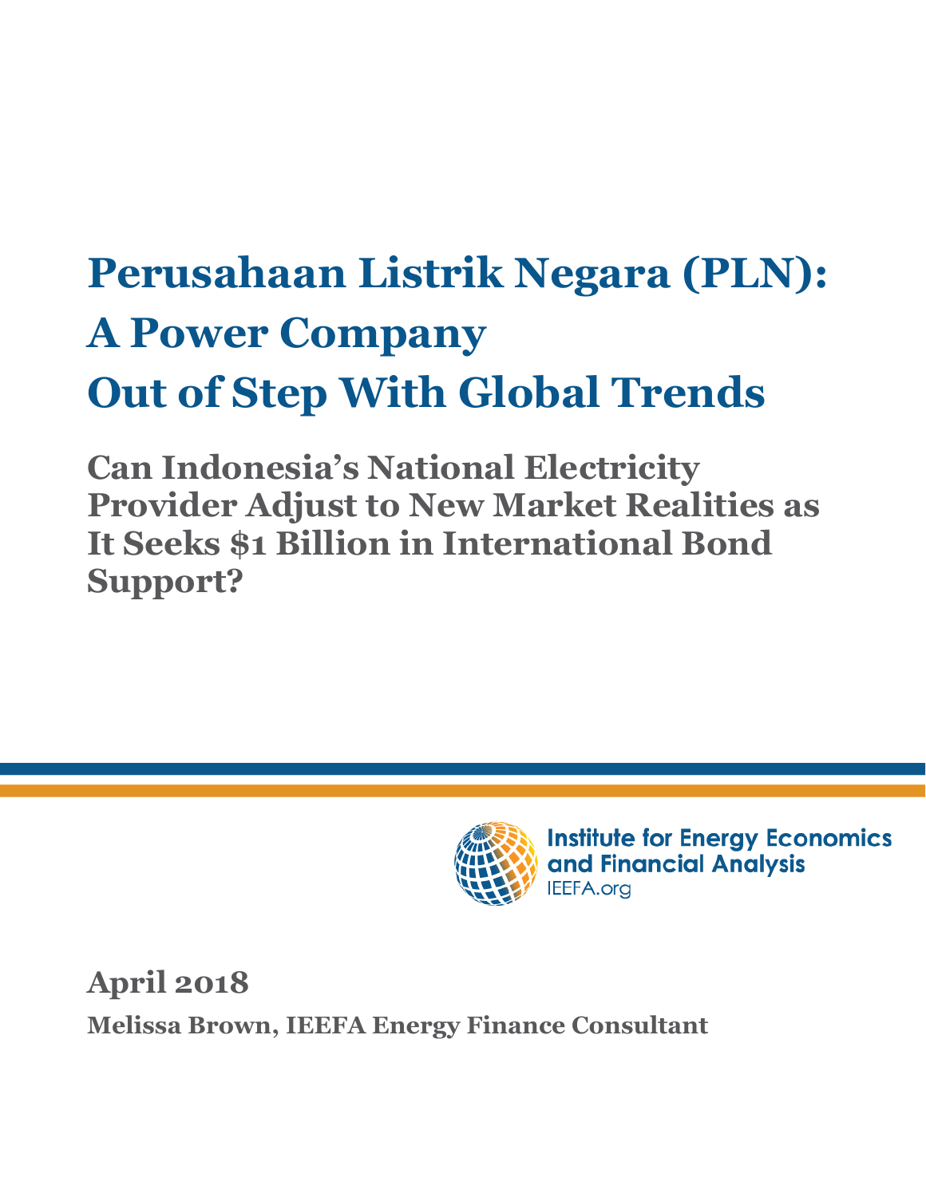# Perusahaan Listrik Negara (PLN): A Power Company Out of Step With Global Trends

## Can Indonesia's National Electricity Provider Adjust to New Market Realities as It Seeks $1 Billion in International Bond Support?

Institute for Energy Economics and Financial Analysis
IEEFA.org

**April 2018**

**Melissa Brown, IEEFA Energy Finance Consultant**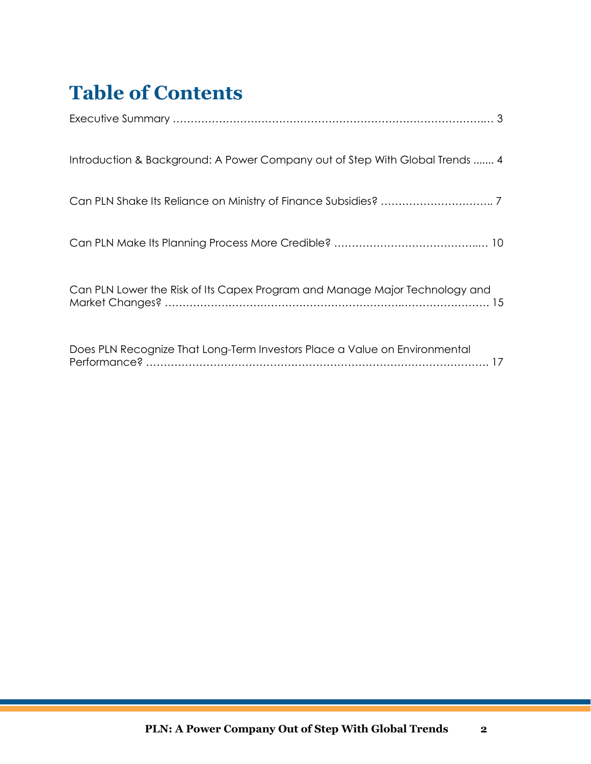# Table of Contents

Executive Summary .......................................................................................... 3

Introduction & Background: A Power Company out of Step With Global Trends ....... 4

Can PLN Shake Its Reliance on Ministry of Finance Subsidies? ................................ 7

Can PLN Make Its Planning Process More Credible? ............................................ 10

Can PLN Lower the Risk of Its Capex Program and Manage Major Technology and Market Changes? ........................................................................................... 15

Does PLN Recognize That Long-Term Investors Place a Value on Environmental Performance? ................................................................................................ 17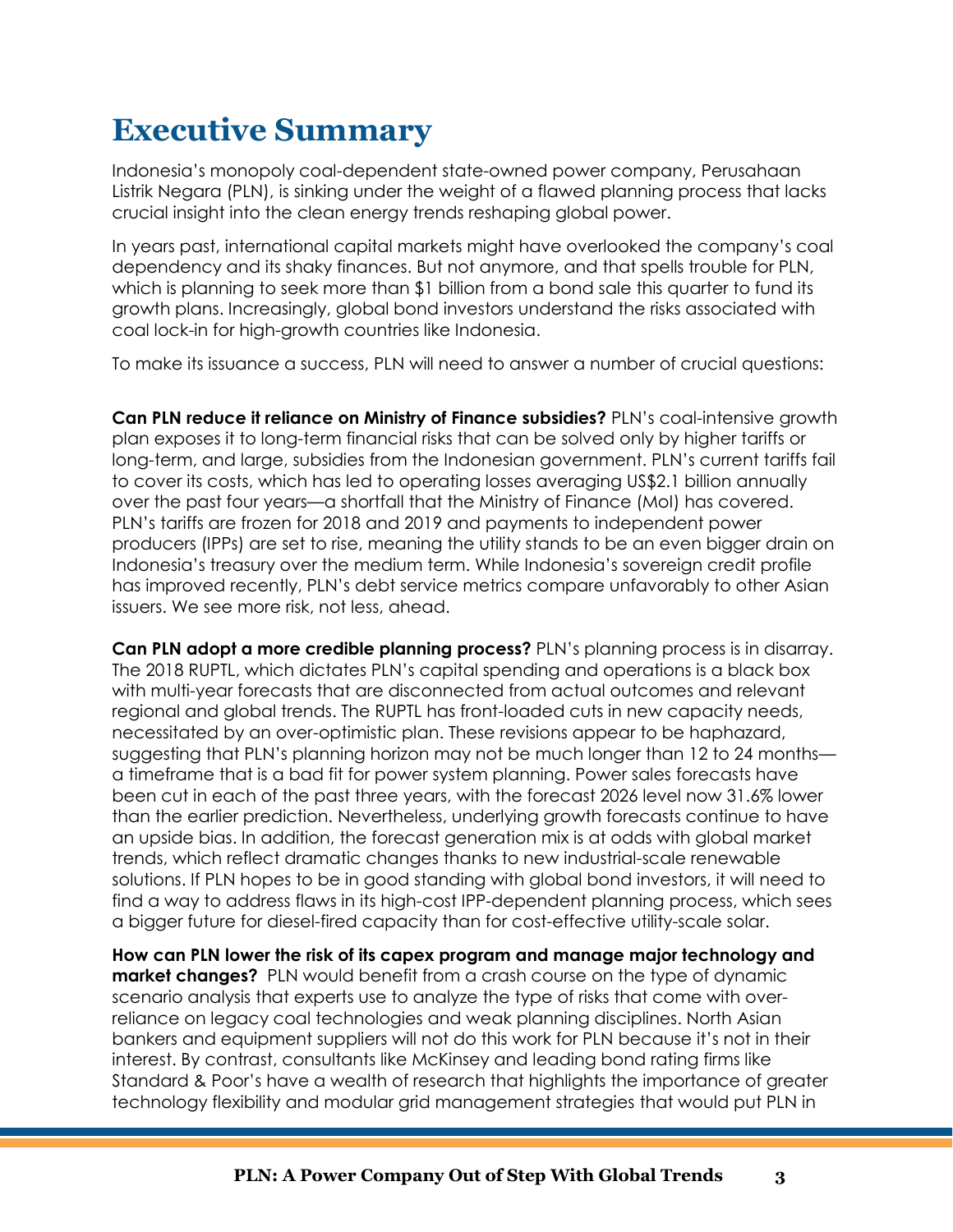# Executive Summary

Indonesia's monopoly coal-dependent state-owned power company, Perusahaan Listrik Negara (PLN), is sinking under the weight of a flawed planning process that lacks crucial insight into the clean energy trends reshaping global power.

In years past, international capital markets might have overlooked the company's coal dependency and its shaky finances. But not anymore, and that spells trouble for PLN, which is planning to seek more than $1 billion from a bond sale this quarter to fund its growth plans. Increasingly, global bond investors understand the risks associated with coal lock-in for high-growth countries like Indonesia.

To make its issuance a success, PLN will need to answer a number of crucial questions:

**Can PLN reduce it reliance on Ministry of Finance subsidies?** PLN's coal-intensive growth plan exposes it to long-term financial risks that can be solved only by higher tariffs or long-term, and large, subsidies from the Indonesian government. PLN's current tariffs fail to cover its costs, which has led to operating losses averaging US$2.1 billion annually over the past four years—a shortfall that the Ministry of Finance (MoI) has covered. PLN's tariffs are frozen for 2018 and 2019 and payments to independent power producers (IPPs) are set to rise, meaning the utility stands to be an even bigger drain on Indonesia's treasury over the medium term. While Indonesia's sovereign credit profile has improved recently, PLN's debt service metrics compare unfavorably to other Asian issuers. We see more risk, not less, ahead.

**Can PLN adopt a more credible planning process?** PLN's planning process is in disarray. The 2018 RUPTL, which dictates PLN's capital spending and operations is a black box with multi-year forecasts that are disconnected from actual outcomes and relevant regional and global trends. The RUPTL has front-loaded cuts in new capacity needs, necessitated by an over-optimistic plan. These revisions appear to be haphazard, suggesting that PLN's planning horizon may not be much longer than 12 to 24 months—a timeframe that is a bad fit for power system planning. Power sales forecasts have been cut in each of the past three years, with the forecast 2026 level now 31.6% lower than the earlier prediction. Nevertheless, underlying growth forecasts continue to have an upside bias. In addition, the forecast generation mix is at odds with global market trends, which reflect dramatic changes thanks to new industrial-scale renewable solutions. If PLN hopes to be in good standing with global bond investors, it will need to find a way to address flaws in its high-cost IPP-dependent planning process, which sees a bigger future for diesel-fired capacity than for cost-effective utility-scale solar.

**How can PLN lower the risk of its capex program and manage major technology and market changes?** PLN would benefit from a crash course on the type of dynamic scenario analysis that experts use to analyze the type of risks that come with over-reliance on legacy coal technologies and weak planning disciplines. North Asian bankers and equipment suppliers will not do this work for PLN because it's not in their interest. By contrast, consultants like McKinsey and leading bond rating firms like Standard & Poor's have a wealth of research that highlights the importance of greater technology flexibility and modular grid management strategies that would put PLN in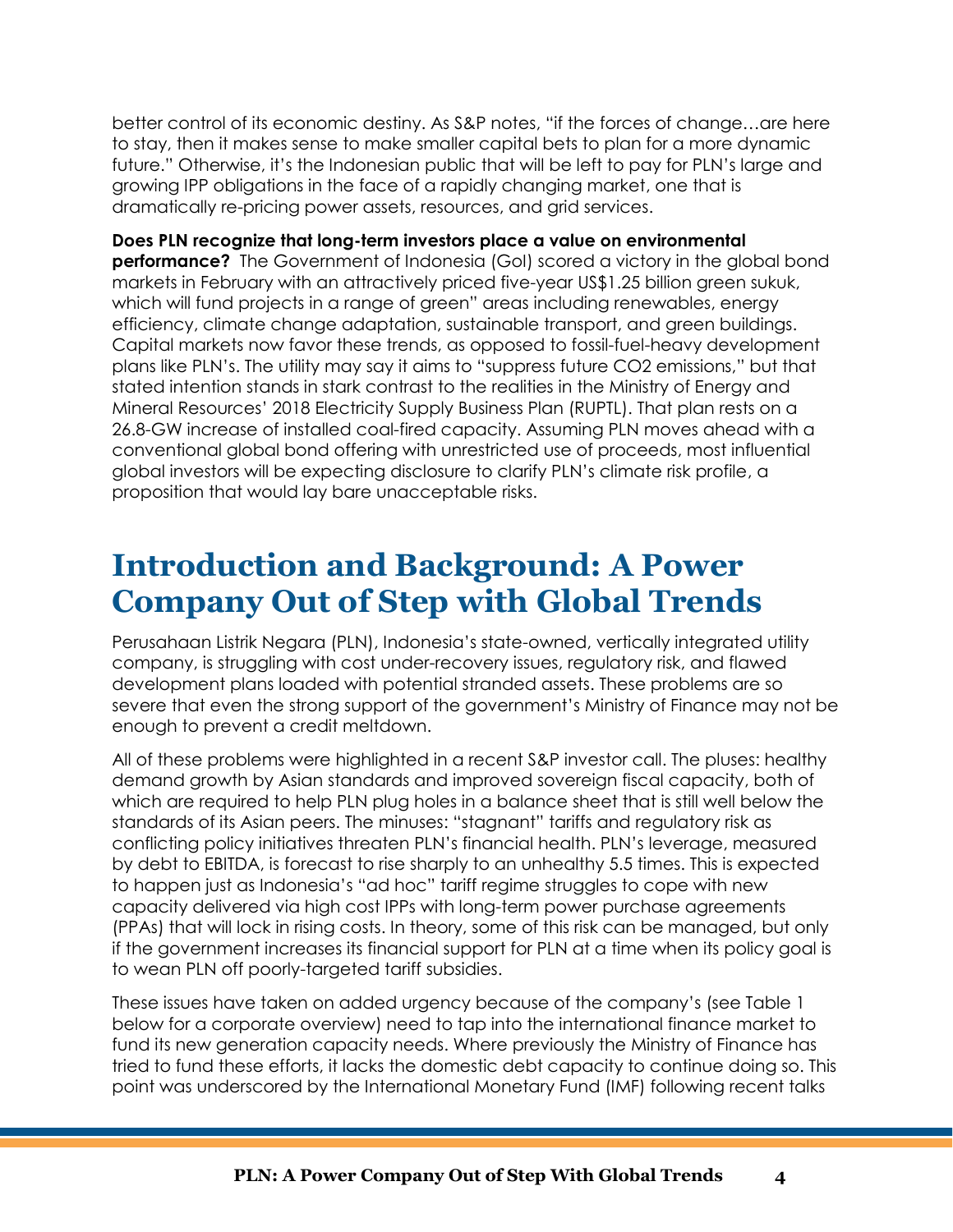better control of its economic destiny. As S&P notes, "if the forces of change…are here to stay, then it makes sense to make smaller capital bets to plan for a more dynamic future." Otherwise, it's the Indonesian public that will be left to pay for PLN's large and growing IPP obligations in the face of a rapidly changing market, one that is dramatically re-pricing power assets, resources, and grid services.

**Does PLN recognize that long-term investors place a value on environmental performance?** The Government of Indonesia (GoI) scored a victory in the global bond markets in February with an attractively priced five-year US$1.25 billion green sukuk, which will fund projects in a range of green" areas including renewables, energy efficiency, climate change adaptation, sustainable transport, and green buildings. Capital markets now favor these trends, as opposed to fossil-fuel-heavy development plans like PLN's. The utility may say it aims to "suppress future $CO_2$ emissions," but that stated intention stands in stark contrast to the realities in the Ministry of Energy and Mineral Resources' 2018 Electricity Supply Business Plan (RUPTL). That plan rests on a 26.8-GW increase of installed coal-fired capacity. Assuming PLN moves ahead with a conventional global bond offering with unrestricted use of proceeds, most influential global investors will be expecting disclosure to clarify PLN's climate risk profile, a proposition that would lay bare unacceptable risks.

# Introduction and Background: A Power Company Out of Step with Global Trends

Perusahaan Listrik Negara (PLN), Indonesia's state-owned, vertically integrated utility company, is struggling with cost under-recovery issues, regulatory risk, and flawed development plans loaded with potential stranded assets. These problems are so severe that even the strong support of the government's Ministry of Finance may not be enough to prevent a credit meltdown.

All of these problems were highlighted in a recent S&P investor call. The pluses: healthy demand growth by Asian standards and improved sovereign fiscal capacity, both of which are required to help PLN plug holes in a balance sheet that is still well below the standards of its Asian peers. The minuses: "stagnant" tariffs and regulatory risk as conflicting policy initiatives threaten PLN's financial health. PLN's leverage, measured by debt to EBITDA, is forecast to rise sharply to an unhealthy 5.5 times. This is expected to happen just as Indonesia's "ad hoc" tariff regime struggles to cope with new capacity delivered via high cost IPPs with long-term power purchase agreements (PPAs) that will lock in rising costs. In theory, some of this risk can be managed, but only if the government increases its financial support for PLN at a time when its policy goal is to wean PLN off poorly-targeted tariff subsidies.

These issues have taken on added urgency because of the company's (see Table 1 below for a corporate overview) need to tap into the international finance market to fund its new generation capacity needs. Where previously the Ministry of Finance has tried to fund these efforts, it lacks the domestic debt capacity to continue doing so. This point was underscored by the International Monetary Fund (IMF) following recent talks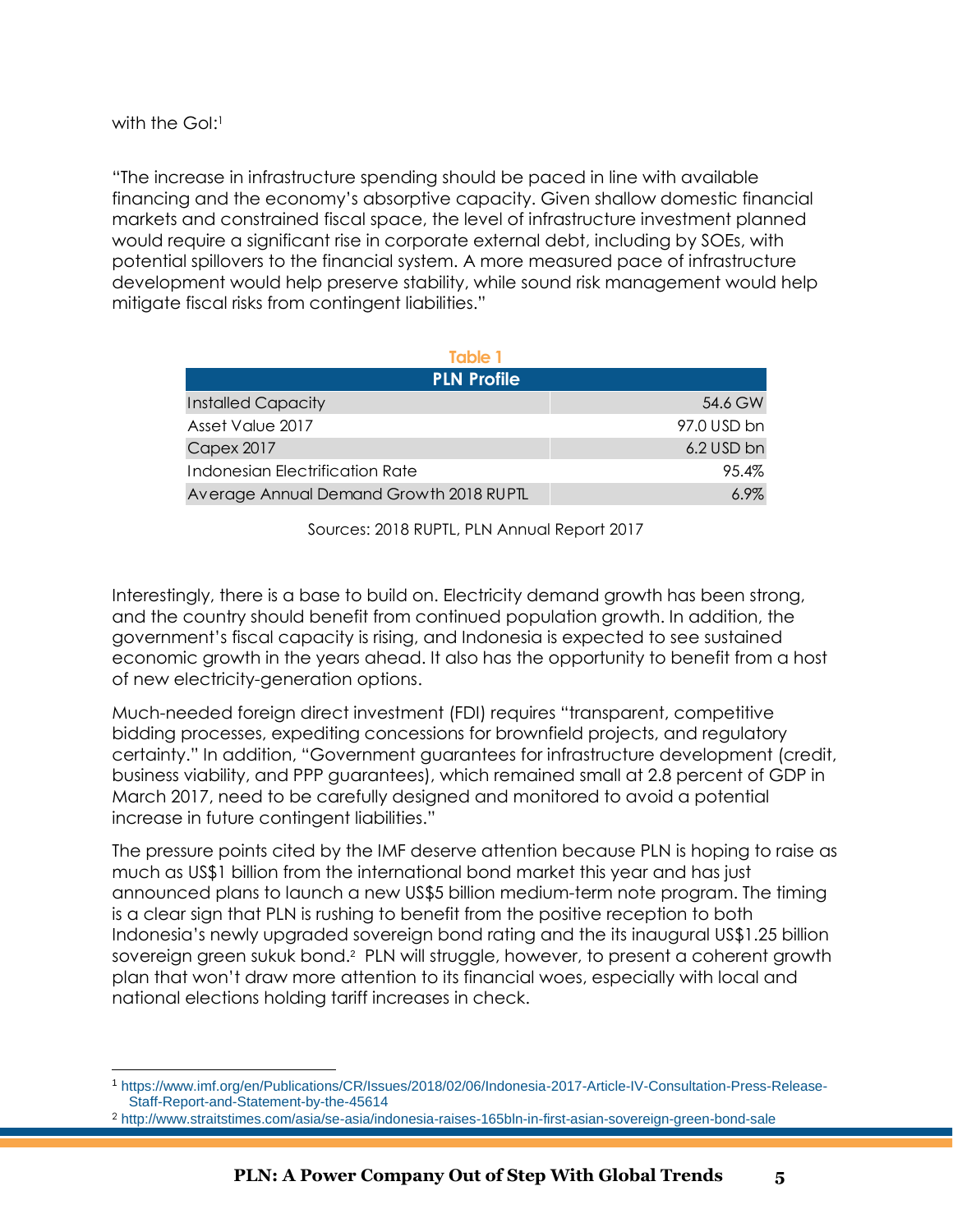with the GoI:[1]

"The increase in infrastructure spending should be paced in line with available financing and the economy's absorptive capacity. Given shallow domestic financial markets and constrained fiscal space, the level of infrastructure investment planned would require a significant rise in corporate external debt, including by SOEs, with potential spillovers to the financial system. A more measured pace of infrastructure development would help preserve stability, while sound risk management would help mitigate fiscal risks from contingent liabilities."

**Table 1**

| PLN Profile | |
|---|---|
| Installed Capacity | 54.6 GW |
| Asset Value 2017 | 97.0 USD bn |
| Capex 2017 | 6.2 USD bn |
| Indonesian Electrification Rate | 95.4% |
| Average Annual Demand Growth 2018 RUPTL | 6.9% |

Sources: 2018 RUPTL, PLN Annual Report 2017

Interestingly, there is a base to build on. Electricity demand growth has been strong, and the country should benefit from continued population growth. In addition, the government's fiscal capacity is rising, and Indonesia is expected to see sustained economic growth in the years ahead. It also has the opportunity to benefit from a host of new electricity-generation options.

Much-needed foreign direct investment (FDI) requires "transparent, competitive bidding processes, expediting concessions for brownfield projects, and regulatory certainty." In addition, "Government guarantees for infrastructure development (credit, business viability, and PPP guarantees), which remained small at 2.8 percent of GDP in March 2017, need to be carefully designed and monitored to avoid a potential increase in future contingent liabilities."

The pressure points cited by the IMF deserve attention because PLN is hoping to raise as much as US$1 billion from the international bond market this year and has just announced plans to launch a new US$5 billion medium-term note program. The timing is a clear sign that PLN is rushing to benefit from the positive reception to both Indonesia's newly upgraded sovereign bond rating and the its inaugural US$1.25 billion sovereign green sukuk bond.[2] PLN will struggle, however, to present a coherent growth plan that won't draw more attention to its financial woes, especially with local and national elections holding tariff increases in check.

---

[1] https://www.imf.org/en/Publications/CR/Issues/2018/02/06/Indonesia-2017-Article-IV-Consultation-Press-Release-Staff-Report-and-Statement-by-the-45614

[2] http://www.straitstimes.com/asia/se-asia/indonesia-raises-165bln-in-first-asian-sovereign-green-bond-sale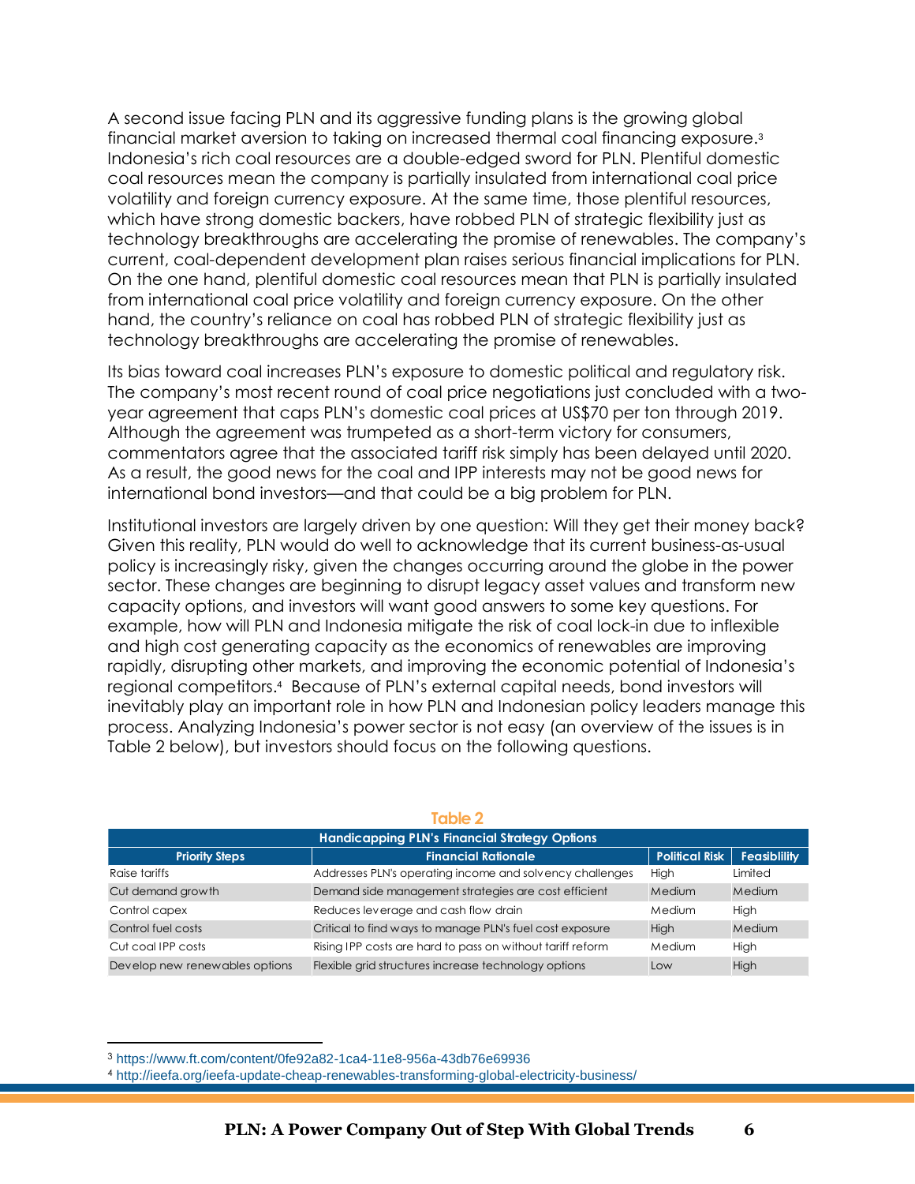A second issue facing PLN and its aggressive funding plans is the growing global financial market aversion to taking on increased thermal coal financing exposure.[3] Indonesia's rich coal resources are a double-edged sword for PLN. Plentiful domestic coal resources mean the company is partially insulated from international coal price volatility and foreign currency exposure. At the same time, those plentiful resources, which have strong domestic backers, have robbed PLN of strategic flexibility just as technology breakthroughs are accelerating the promise of renewables. The company's current, coal-dependent development plan raises serious financial implications for PLN. On the one hand, plentiful domestic coal resources mean that PLN is partially insulated from international coal price volatility and foreign currency exposure. On the other hand, the country's reliance on coal has robbed PLN of strategic flexibility just as technology breakthroughs are accelerating the promise of renewables.

Its bias toward coal increases PLN's exposure to domestic political and regulatory risk. The company's most recent round of coal price negotiations just concluded with a two-year agreement that caps PLN's domestic coal prices at US$70 per ton through 2019. Although the agreement was trumpeted as a short-term victory for consumers, commentators agree that the associated tariff risk simply has been delayed until 2020. As a result, the good news for the coal and IPP interests may not be good news for international bond investors—and that could be a big problem for PLN.

Institutional investors are largely driven by one question: Will they get their money back? Given this reality, PLN would do well to acknowledge that its current business-as-usual policy is increasingly risky, given the changes occurring around the globe in the power sector. These changes are beginning to disrupt legacy asset values and transform new capacity options, and investors will want good answers to some key questions. For example, how will PLN and Indonesia mitigate the risk of coal lock-in due to inflexible and high cost generating capacity as the economics of renewables are improving rapidly, disrupting other markets, and improving the economic potential of Indonesia's regional competitors.[4] Because of PLN's external capital needs, bond investors will inevitably play an important role in how PLN and Indonesian policy leaders manage this process. Analyzing Indonesia's power sector is not easy (an overview of the issues is in Table 2 below), but investors should focus on the following questions.

**Table 2**

**Handicapping PLN's Financial Strategy Options**

| Priority Steps | Financial Rationale | Political Risk | Feasibility |
|---|---|---|---|
| Raise tariffs | Addresses PLN's operating income and solvency challenges | High | Limited |
| Cut demand growth | Demand side management strategies are cost efficient | Medium | Medium |
| Control capex | Reduces leverage and cash flow drain | Medium | High |
| Control fuel costs | Critical to find ways to manage PLN's fuel cost exposure | High | Medium |
| Cut coal IPP costs | Rising IPP costs are hard to pass on without tariff reform | Medium | High |
| Develop new renewables options | Flexible grid structures increase technology options | Low | High |

[3] https://www.ft.com/content/0fe92a82-1ca4-11e8-956a-43db76e69936

[4] http://ieefa.org/ieefa-update-cheap-renewables-transforming-global-electricity-business/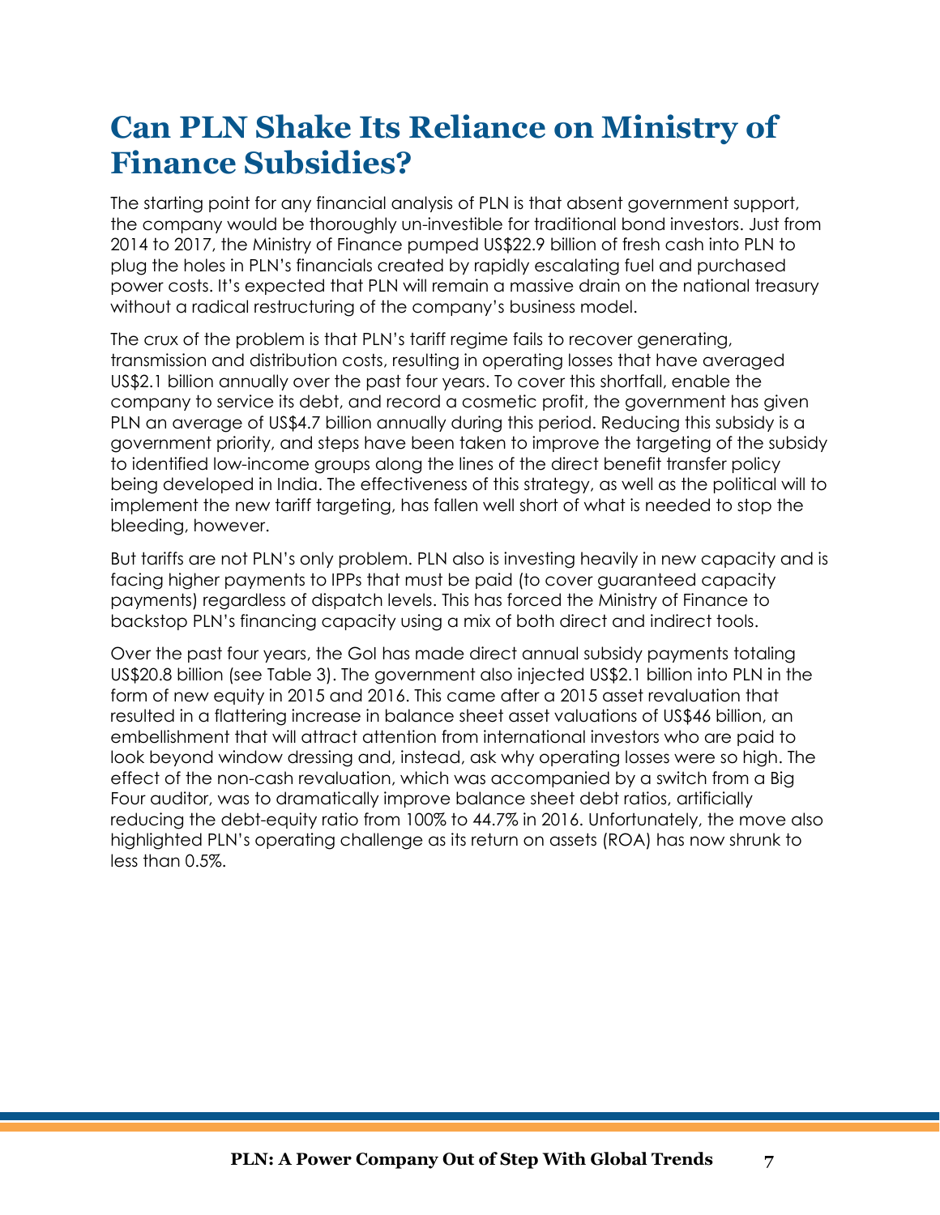# Can PLN Shake Its Reliance on Ministry of Finance Subsidies?

The starting point for any financial analysis of PLN is that absent government support, the company would be thoroughly un-investible for traditional bond investors. Just from 2014 to 2017, the Ministry of Finance pumped US$22.9 billion of fresh cash into PLN to plug the holes in PLN's financials created by rapidly escalating fuel and purchased power costs. It's expected that PLN will remain a massive drain on the national treasury without a radical restructuring of the company's business model.

The crux of the problem is that PLN's tariff regime fails to recover generating, transmission and distribution costs, resulting in operating losses that have averaged US$2.1 billion annually over the past four years. To cover this shortfall, enable the company to service its debt, and record a cosmetic profit, the government has given PLN an average of US$4.7 billion annually during this period. Reducing this subsidy is a government priority, and steps have been taken to improve the targeting of the subsidy to identified low-income groups along the lines of the direct benefit transfer policy being developed in India. The effectiveness of this strategy, as well as the political will to implement the new tariff targeting, has fallen well short of what is needed to stop the bleeding, however.

But tariffs are not PLN's only problem. PLN also is investing heavily in new capacity and is facing higher payments to IPPs that must be paid (to cover guaranteed capacity payments) regardless of dispatch levels. This has forced the Ministry of Finance to backstop PLN's financing capacity using a mix of both direct and indirect tools.

Over the past four years, the GoI has made direct annual subsidy payments totaling US$20.8 billion (see Table 3). The government also injected US$2.1 billion into PLN in the form of new equity in 2015 and 2016. This came after a 2015 asset revaluation that resulted in a flattering increase in balance sheet asset valuations of US$46 billion, an embellishment that will attract attention from international investors who are paid to look beyond window dressing and, instead, ask why operating losses were so high. The effect of the non-cash revaluation, which was accompanied by a switch from a Big Four auditor, was to dramatically improve balance sheet debt ratios, artificially reducing the debt-equity ratio from 100% to 44.7% in 2016. Unfortunately, the move also highlighted PLN's operating challenge as its return on assets (ROA) has now shrunk to less than 0.5%.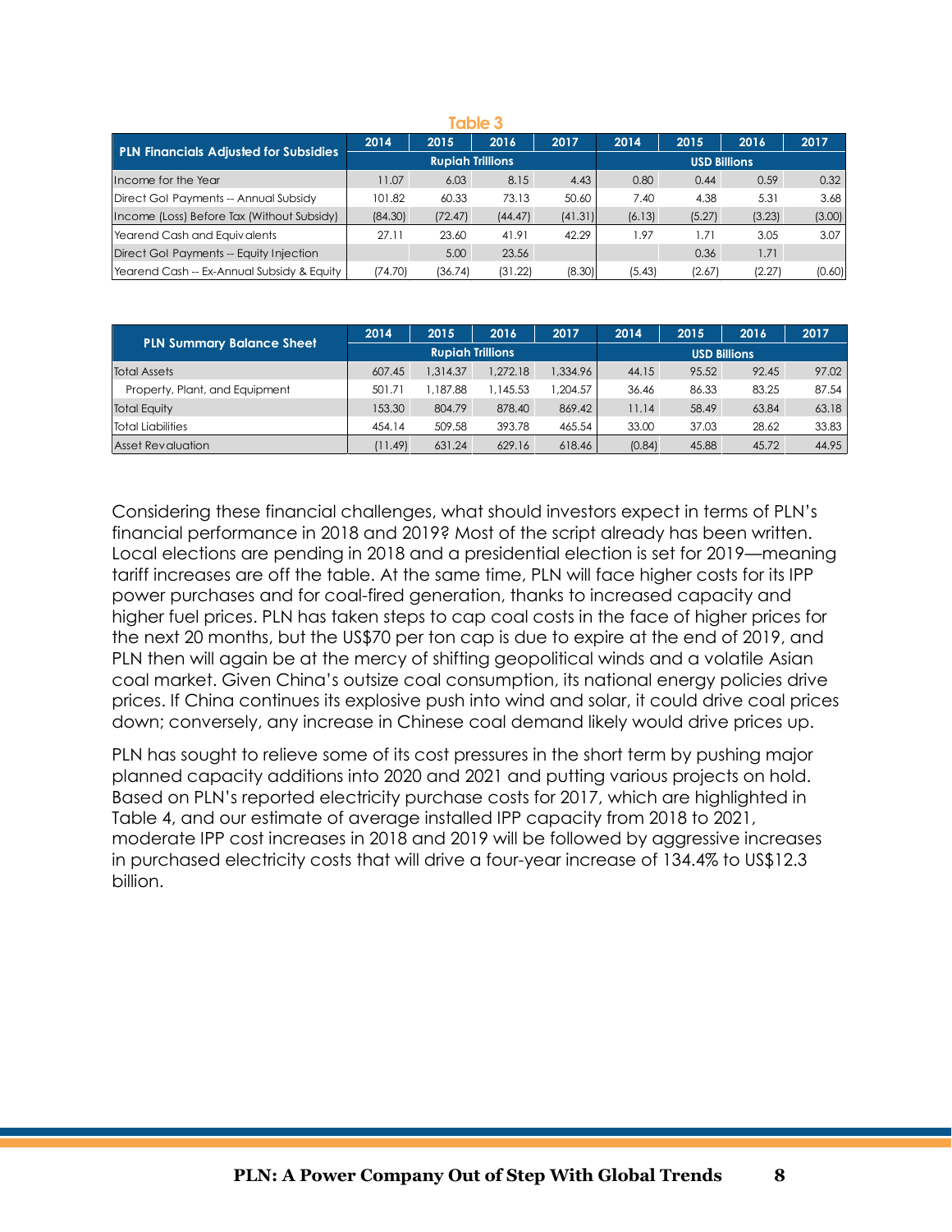Table 3

| PLN Financials Adjusted for Subsidies | 2014 | 2015 | 2016 | 2017 | 2014 | 2015 | 2016 | 2017 |
|---|---|---|---|---|---|---|---|---|
| | Rupiah Trillions | | | | USD Billions | | | |
| Income for the Year | 11.07 | 6.03 | 8.15 | 4.43 | 0.80 | 0.44 | 0.59 | 0.32 |
| Direct GoI Payments -- Annual Subsidy | 101.82 | 60.33 | 73.13 | 50.60 | 7.40 | 4.38 | 5.31 | 3.68 |
| Income (Loss) Before Tax (Without Subsidy) | (84.30) | (72.47) | (44.47) | (41.31) | (6.13) | (5.27) | (3.23) | (3.00) |
| Yearend Cash and Equivalents | 27.11 | 23.60 | 41.91 | 42.29 | 1.97 | 1.71 | 3.05 | 3.07 |
| Direct GoI Payments -- Equity Injection | | 5.00 | 23.56 | | | 0.36 | 1.71 | |
| Yearend Cash -- Ex-Annual Subsidy & Equity | (74.70) | (36.74) | (31.22) | (8.30) | (5.43) | (2.67) | (2.27) | (0.60) |

| PLN Summary Balance Sheet | 2014 | 2015 | 2016 | 2017 | 2014 | 2015 | 2016 | 2017 |
|---|---|---|---|---|---|---|---|---|
| | Rupiah Trillions | | | | USD Billions | | | |
| Total Assets | 607.45 | 1,314.37 | 1,272.18 | 1,334.96 | 44.15 | 95.52 | 92.45 | 97.02 |
| Property, Plant, and Equipment | 501.71 | 1,187.88 | 1,145.53 | 1,204.57 | 36.46 | 86.33 | 83.25 | 87.54 |
| Total Equity | 153.30 | 804.79 | 878.40 | 869.42 | 11.14 | 58.49 | 63.84 | 63.18 |
| Total Liabilities | 454.14 | 509.58 | 393.78 | 465.54 | 33.00 | 37.03 | 28.62 | 33.83 |
| Asset Revaluation | (11.49) | 631.24 | 629.16 | 618.46 | (0.84) | 45.88 | 45.72 | 44.95 |

Considering these financial challenges, what should investors expect in terms of PLN's financial performance in 2018 and 2019? Most of the script already has been written. Local elections are pending in 2018 and a presidential election is set for 2019—meaning tariff increases are off the table. At the same time, PLN will face higher costs for its IPP power purchases and for coal-fired generation, thanks to increased capacity and higher fuel prices. PLN has taken steps to cap coal costs in the face of higher prices for the next 20 months, but the US$70 per ton cap is due to expire at the end of 2019, and PLN then will again be at the mercy of shifting geopolitical winds and a volatile Asian coal market. Given China's outsize coal consumption, its national energy policies drive prices. If China continues its explosive push into wind and solar, it could drive coal prices down; conversely, any increase in Chinese coal demand likely would drive prices up.

PLN has sought to relieve some of its cost pressures in the short term by pushing major planned capacity additions into 2020 and 2021 and putting various projects on hold. Based on PLN's reported electricity purchase costs for 2017, which are highlighted in Table 4, and our estimate of average installed IPP capacity from 2018 to 2021, moderate IPP cost increases in 2018 and 2019 will be followed by aggressive increases in purchased electricity costs that will drive a four-year increase of 134.4% to US$12.3 billion.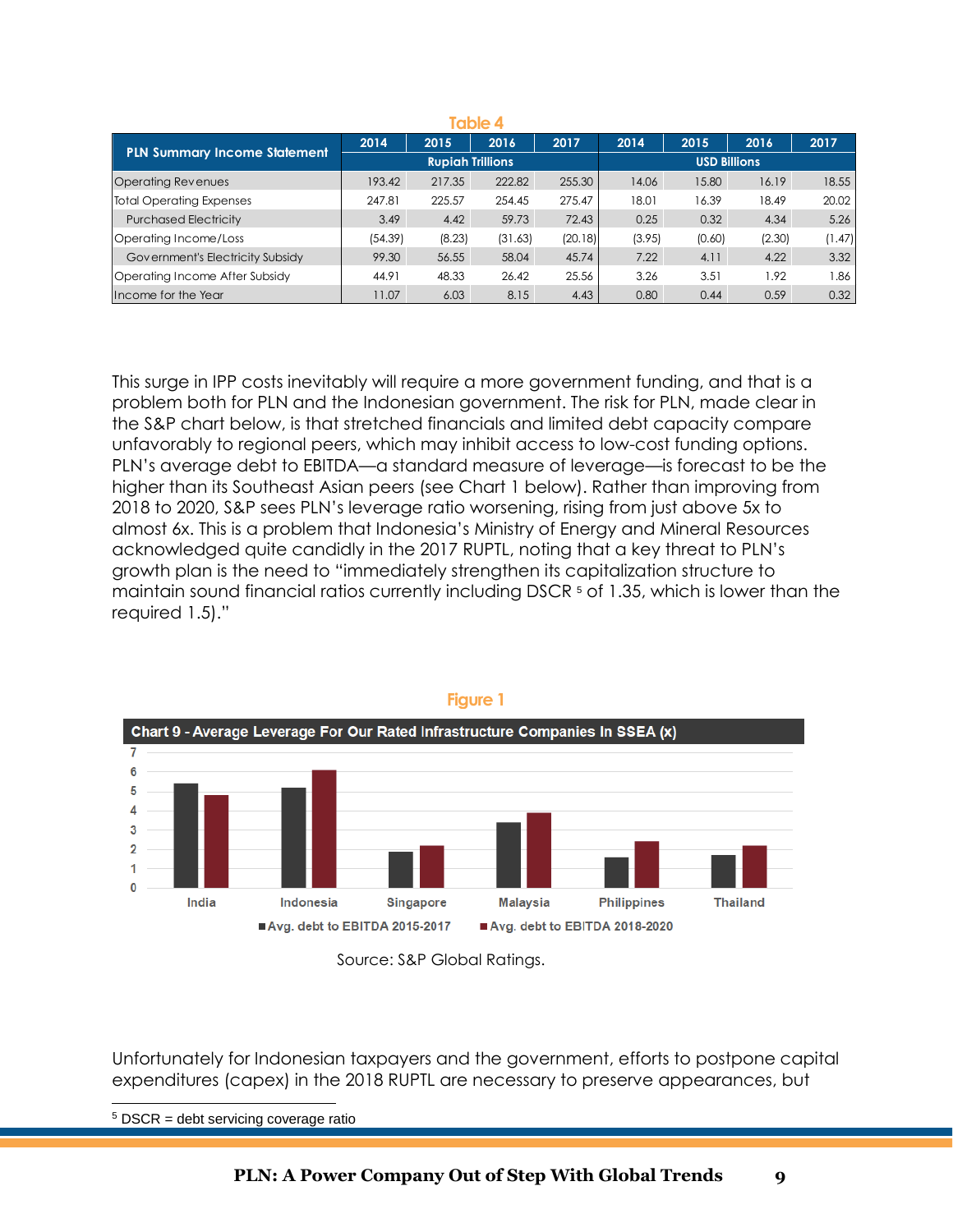**Table 4**

| PLN Summary Income Statement | 2014 | 2015 | 2016 | 2017 | 2014 | 2015 | 2016 | 2017 |
|---|---|---|---|---|---|---|---|---|
| | Rupiah Trillions | | | | USD Billions | | | |
| Operating Revenues | 193.42 | 217.35 | 222.82 | 255.30 | 14.06 | 15.80 | 16.19 | 18.55 |
| Total Operating Expenses | 247.81 | 225.57 | 254.45 | 275.47 | 18.01 | 16.39 | 18.49 | 20.02 |
| Purchased Electricity | 3.49 | 4.42 | 59.73 | 72.43 | 0.25 | 0.32 | 4.34 | 5.26 |
| Operating Income/Loss | (54.39) | (8.23) | (31.63) | (20.18) | (3.95) | (0.60) | (2.30) | (1.47) |
| Government's Electricity Subsidy | 99.30 | 56.55 | 58.04 | 45.74 | 7.22 | 4.11 | 4.22 | 3.32 |
| Operating Income After Subsidy | 44.91 | 48.33 | 26.42 | 25.56 | 3.26 | 3.51 | 1.92 | 1.86 |
| Income for the Year | 11.07 | 6.03 | 8.15 | 4.43 | 0.80 | 0.44 | 0.59 | 0.32 |

This surge in IPP costs inevitably will require a more government funding, and that is a problem both for PLN and the Indonesian government. The risk for PLN, made clear in the S&P chart below, is that stretched financials and limited debt capacity compare unfavorably to regional peers, which may inhibit access to low-cost funding options. PLN's average debt to EBITDA—a standard measure of leverage—is forecast to be the higher than its Southeast Asian peers (see Chart 1 below). Rather than improving from 2018 to 2020, S&P sees PLN's leverage ratio worsening, rising from just above 5x to almost 6x. This is a problem that Indonesia's Ministry of Energy and Mineral Resources acknowledged quite candidly in the 2017 RUPTL, noting that a key threat to PLN's growth plan is the need to "immediately strengthen its capitalization structure to maintain sound financial ratios currently including DSCR [5] of 1.35, which is lower than the required 1.5)."

**Figure 1**

Chart 9 - Average Leverage For Our Rated Infrastructure Companies In SSEA (x)

Source: S&P Global Ratings.

Unfortunately for Indonesian taxpayers and the government, efforts to postpone capital expenditures (capex) in the 2018 RUPTL are necessary to preserve appearances, but

[5] DSCR = debt servicing coverage ratio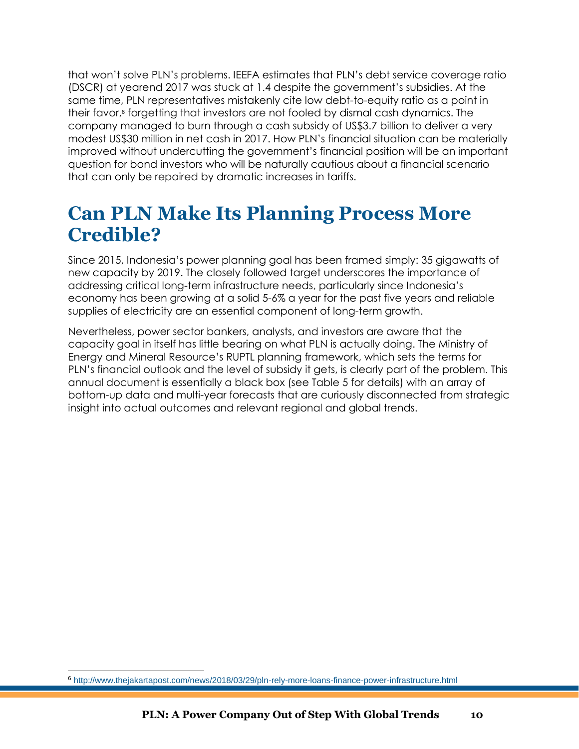that won't solve PLN's problems. IEEFA estimates that PLN's debt service coverage ratio (DSCR) at yearend 2017 was stuck at 1.4 despite the government's subsidies. At the same time, PLN representatives mistakenly cite low debt-to-equity ratio as a point in their favor,[6] forgetting that investors are not fooled by dismal cash dynamics. The company managed to burn through a cash subsidy of US$3.7 billion to deliver a very modest US$30 million in net cash in 2017. How PLN's financial situation can be materially improved without undercutting the government's financial position will be an important question for bond investors who will be naturally cautious about a financial scenario that can only be repaired by dramatic increases in tariffs.

# Can PLN Make Its Planning Process More Credible?

Since 2015, Indonesia's power planning goal has been framed simply: 35 gigawatts of new capacity by 2019. The closely followed target underscores the importance of addressing critical long-term infrastructure needs, particularly since Indonesia's economy has been growing at a solid 5-6% a year for the past five years and reliable supplies of electricity are an essential component of long-term growth.

Nevertheless, power sector bankers, analysts, and investors are aware that the capacity goal in itself has little bearing on what PLN is actually doing. The Ministry of Energy and Mineral Resource's RUPTL planning framework, which sets the terms for PLN's financial outlook and the level of subsidy it gets, is clearly part of the problem. This annual document is essentially a black box (see Table 5 for details) with an array of bottom-up data and multi-year forecasts that are curiously disconnected from strategic insight into actual outcomes and relevant regional and global trends.

[6] http://www.thejakartapost.com/news/2018/03/29/pln-rely-more-loans-finance-power-infrastructure.html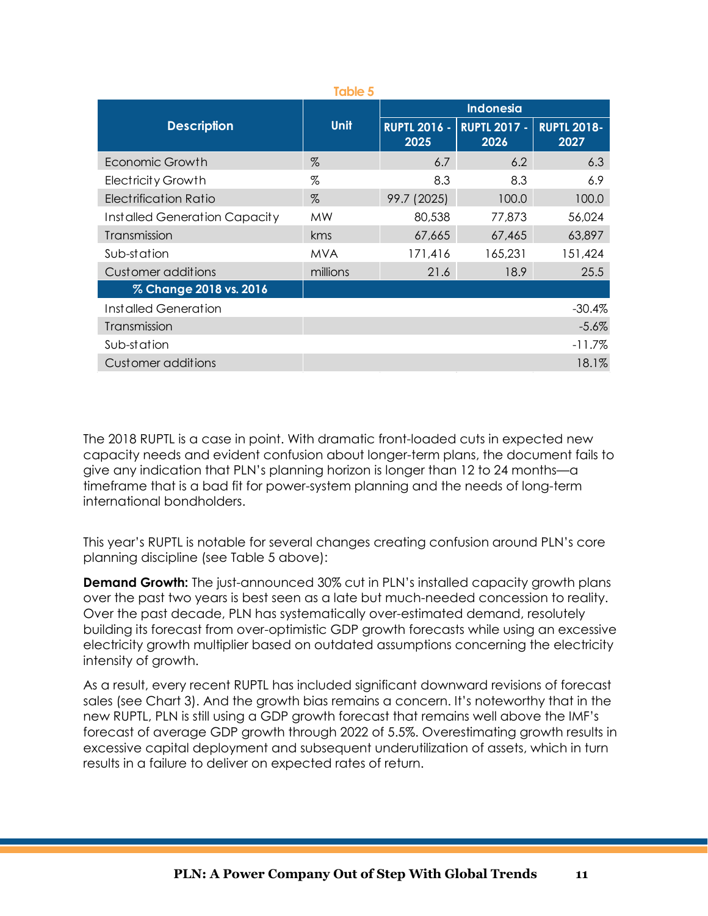Table 5

| Description | Unit | Indonesia | | |
|---|---|---|---|---|
| | | RUPTL 2016 - 2025 | RUPTL 2017 - 2026 | RUPTL 2018-2027 |
| Economic Growth | % | 6.7 | 6.2 | 6.3 |
| Electricity Growth | % | 8.3 | 8.3 | 6.9 |
| Electrification Ratio | % | 99.7 (2025) | 100.0 | 100.0 |
| Installed Generation Capacity | MW | 80,538 | 77,873 | 56,024 |
| Transmission | kms | 67,665 | 67,465 | 63,897 |
| Sub-station | MVA | 171,416 | 165,231 | 151,424 |
| Customer additions | millions | 21.6 | 18.9 | 25.5 |
| **% Change 2018 vs. 2016** | | | | |
| Installed Generation | | | | -30.4% |
| Transmission | | | | -5.6% |
| Sub-station | | | | -11.7% |
| Customer additions | | | | 18.1% |

The 2018 RUPTL is a case in point. With dramatic front-loaded cuts in expected new capacity needs and evident confusion about longer-term plans, the document fails to give any indication that PLN's planning horizon is longer than 12 to 24 months—a timeframe that is a bad fit for power-system planning and the needs of long-term international bondholders.

This year's RUPTL is notable for several changes creating confusion around PLN's core planning discipline (see Table 5 above):

**Demand Growth:** The just-announced 30% cut in PLN's installed capacity growth plans over the past two years is best seen as a late but much-needed concession to reality. Over the past decade, PLN has systematically over-estimated demand, resolutely building its forecast from over-optimistic GDP growth forecasts while using an excessive electricity growth multiplier based on outdated assumptions concerning the electricity intensity of growth.

As a result, every recent RUPTL has included significant downward revisions of forecast sales (see Chart 3). And the growth bias remains a concern. It's noteworthy that in the new RUPTL, PLN is still using a GDP growth forecast that remains well above the IMF's forecast of average GDP growth through 2022 of 5.5%. Overestimating growth results in excessive capital deployment and subsequent underutilization of assets, which in turn results in a failure to deliver on expected rates of return.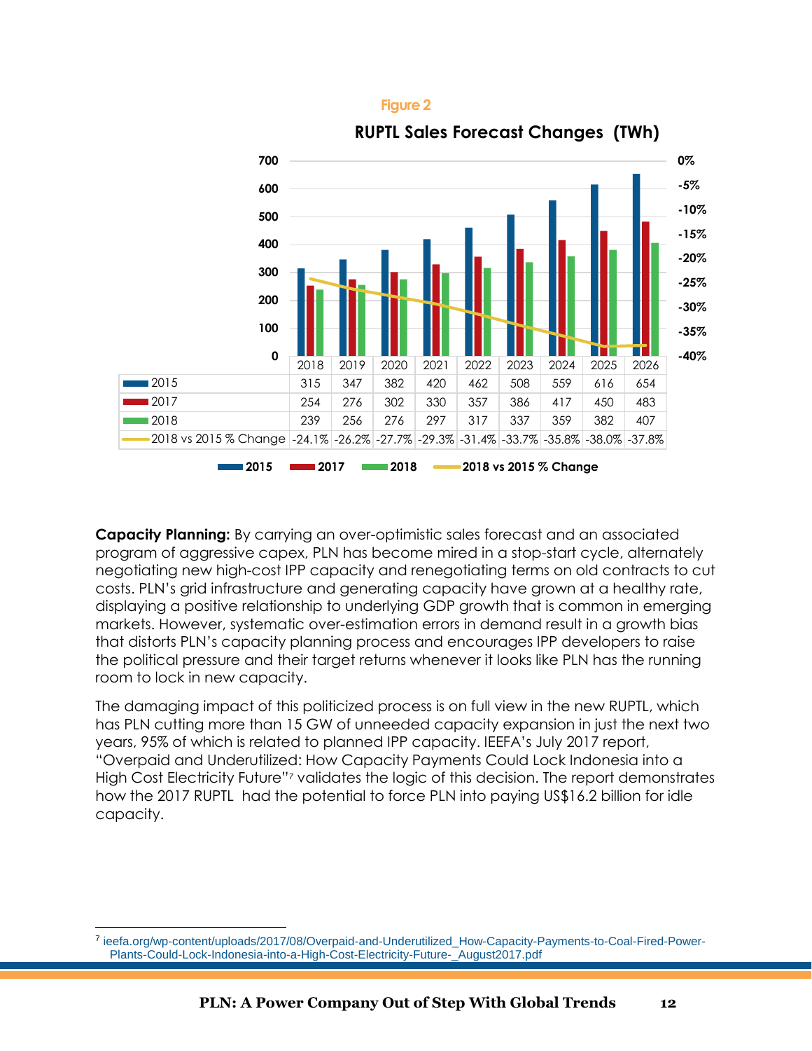Figure 2

**RUPTL Sales Forecast Changes (TWh)**

| | 2018 | 2019 | 2020 | 2021 | 2022 | 2023 | 2024 | 2025 | 2026 |
|---|---|---|---|---|---|---|---|---|---|
| 2015 | 315 | 347 | 382 | 420 | 462 | 508 | 559 | 616 | 654 |
| 2017 | 254 | 276 | 302 | 330 | 357 | 386 | 417 | 450 | 483 |
| 2018 | 239 | 256 | 276 | 297 | 317 | 337 | 359 | 382 | 407 |
| 2018 vs 2015 % Change | -24.1% | -26.2% | -27.7% | -29.3% | -31.4% | -33.7% | -35.8% | -38.0% | -37.8% |

**Capacity Planning:** By carrying an over-optimistic sales forecast and an associated program of aggressive capex, PLN has become mired in a stop-start cycle, alternately negotiating new high-cost IPP capacity and renegotiating terms on old contracts to cut costs. PLN's grid infrastructure and generating capacity have grown at a healthy rate, displaying a positive relationship to underlying GDP growth that is common in emerging markets. However, systematic over-estimation errors in demand result in a growth bias that distorts PLN's capacity planning process and encourages IPP developers to raise the political pressure and their target returns whenever it looks like PLN has the running room to lock in new capacity.

The damaging impact of this politicized process is on full view in the new RUPTL, which has PLN cutting more than 15 GW of unneeded capacity expansion in just the next two years, 95% of which is related to planned IPP capacity. IEEFA's July 2017 report, "Overpaid and Underutilized: How Capacity Payments Could Lock Indonesia into a High Cost Electricity Future"[7] validates the logic of this decision. The report demonstrates how the 2017 RUPTL had the potential to force PLN into paying US$16.2 billion for idle capacity.

[7] ieefa.org/wp-content/uploads/2017/08/Overpaid-and-Underutilized_How-Capacity-Payments-to-Coal-Fired-Power-Plants-Could-Lock-Indonesia-into-a-High-Cost-Electricity-Future-_August2017.pdf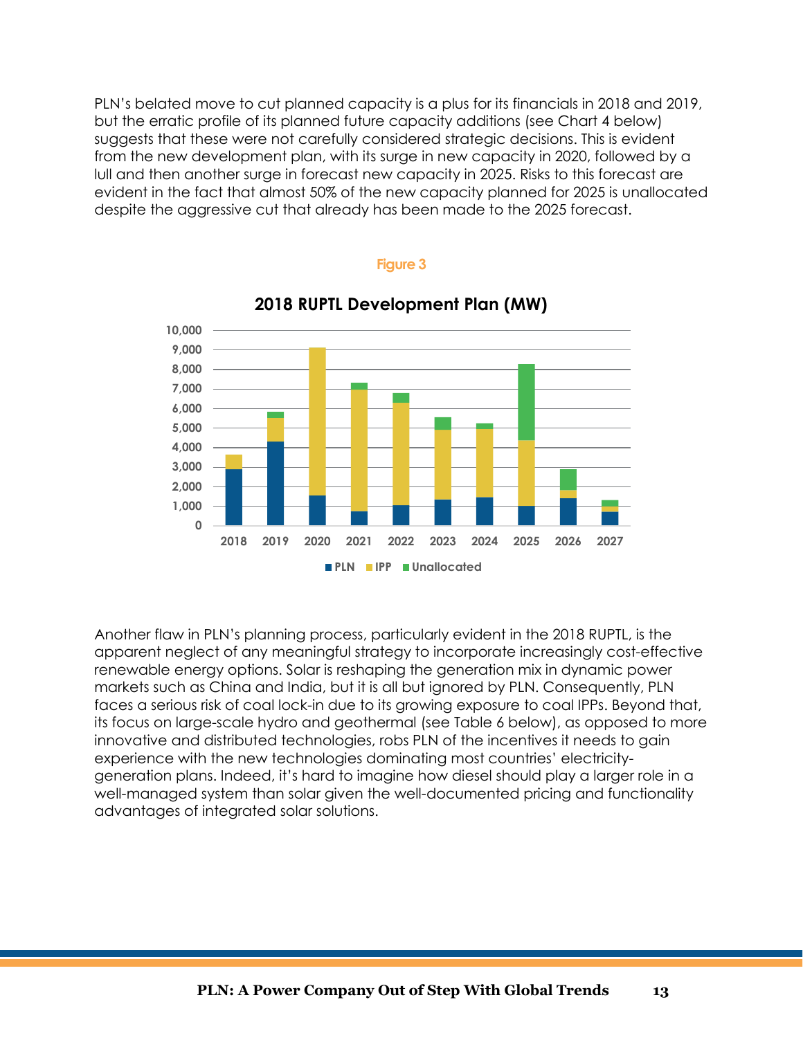PLN's belated move to cut planned capacity is a plus for its financials in 2018 and 2019, but the erratic profile of its planned future capacity additions (see Chart 4 below) suggests that these were not carefully considered strategic decisions. This is evident from the new development plan, with its surge in new capacity in 2020, followed by a lull and then another surge in forecast new capacity in 2025. Risks to this forecast are evident in the fact that almost 50% of the new capacity planned for 2025 is unallocated despite the aggressive cut that already has been made to the 2025 forecast.

**Figure 3**

**2018 RUPTL Development Plan (MW)**

Another flaw in PLN's planning process, particularly evident in the 2018 RUPTL, is the apparent neglect of any meaningful strategy to incorporate increasingly cost-effective renewable energy options. Solar is reshaping the generation mix in dynamic power markets such as China and India, but it is all but ignored by PLN. Consequently, PLN faces a serious risk of coal lock-in due to its growing exposure to coal IPPs. Beyond that, its focus on large-scale hydro and geothermal (see Table 6 below), as opposed to more innovative and distributed technologies, robs PLN of the incentives it needs to gain experience with the new technologies dominating most countries' electricity-generation plans. Indeed, it's hard to imagine how diesel should play a larger role in a well-managed system than solar given the well-documented pricing and functionality advantages of integrated solar solutions.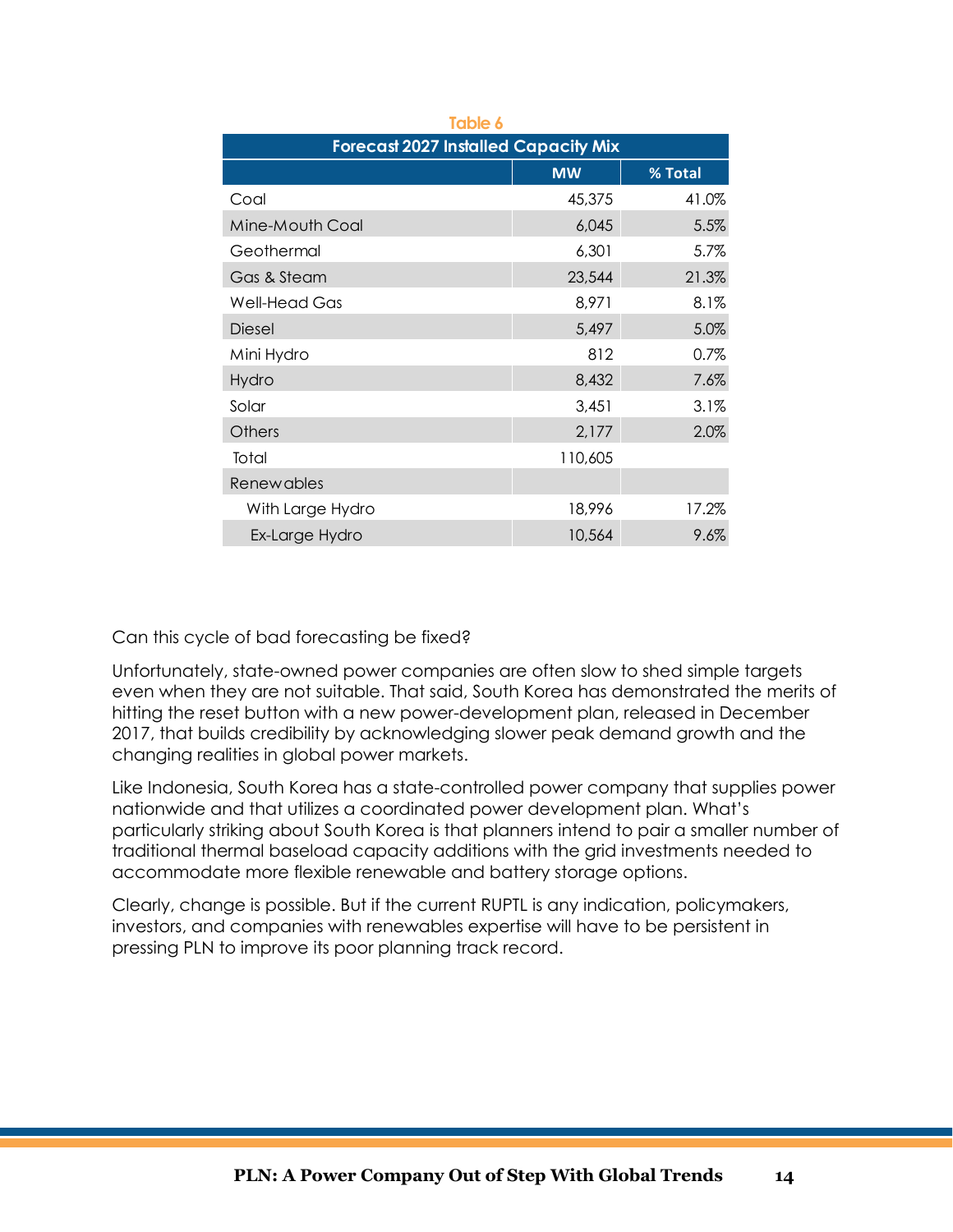Table 6

| Forecast 2027 Installed Capacity Mix | | |
|---|---|---|
| | MW | % Total |
| Coal | 45,375 | 41.0% |
| Mine-Mouth Coal | 6,045 | 5.5% |
| Geothermal | 6,301 | 5.7% |
| Gas & Steam | 23,544 | 21.3% |
| Well-Head Gas | 8,971 | 8.1% |
| Diesel | 5,497 | 5.0% |
| Mini Hydro | 812 | 0.7% |
| Hydro | 8,432 | 7.6% |
| Solar | 3,451 | 3.1% |
| Others | 2,177 | 2.0% |
| Total | 110,605 | |
| Renewables | | |
| With Large Hydro | 18,996 | 17.2% |
| Ex-Large Hydro | 10,564 | 9.6% |

Can this cycle of bad forecasting be fixed?

Unfortunately, state-owned power companies are often slow to shed simple targets even when they are not suitable. That said, South Korea has demonstrated the merits of hitting the reset button with a new power-development plan, released in December 2017, that builds credibility by acknowledging slower peak demand growth and the changing realities in global power markets.

Like Indonesia, South Korea has a state-controlled power company that supplies power nationwide and that utilizes a coordinated power development plan. What's particularly striking about South Korea is that planners intend to pair a smaller number of traditional thermal baseload capacity additions with the grid investments needed to accommodate more flexible renewable and battery storage options.

Clearly, change is possible. But if the current RUPTL is any indication, policymakers, investors, and companies with renewables expertise will have to be persistent in pressing PLN to improve its poor planning track record.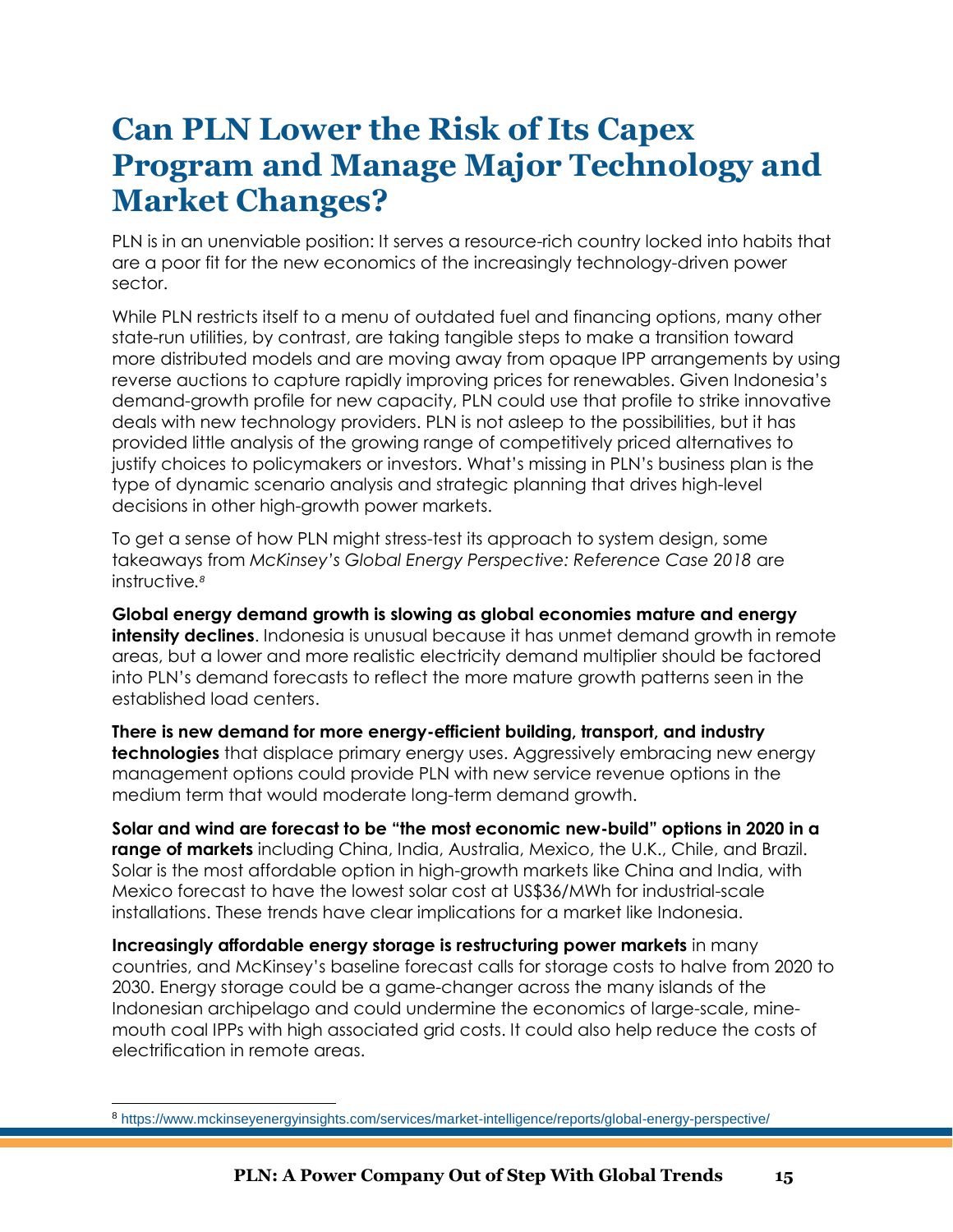# Can PLN Lower the Risk of Its Capex Program and Manage Major Technology and Market Changes?

PLN is in an unenviable position: It serves a resource-rich country locked into habits that are a poor fit for the new economics of the increasingly technology-driven power sector.

While PLN restricts itself to a menu of outdated fuel and financing options, many other state-run utilities, by contrast, are taking tangible steps to make a transition toward more distributed models and are moving away from opaque IPP arrangements by using reverse auctions to capture rapidly improving prices for renewables. Given Indonesia's demand-growth profile for new capacity, PLN could use that profile to strike innovative deals with new technology providers. PLN is not asleep to the possibilities, but it has provided little analysis of the growing range of competitively priced alternatives to justify choices to policymakers or investors. What's missing in PLN's business plan is the type of dynamic scenario analysis and strategic planning that drives high-level decisions in other high-growth power markets.

To get a sense of how PLN might stress-test its approach to system design, some takeaways from *McKinsey's Global Energy Perspective: Reference Case 2018* are instructive.[8]

**Global energy demand growth is slowing as global economies mature and energy intensity declines**. Indonesia is unusual because it has unmet demand growth in remote areas, but a lower and more realistic electricity demand multiplier should be factored into PLN's demand forecasts to reflect the more mature growth patterns seen in the established load centers.

**There is new demand for more energy-efficient building, transport, and industry technologies** that displace primary energy uses. Aggressively embracing new energy management options could provide PLN with new service revenue options in the medium term that would moderate long-term demand growth.

**Solar and wind are forecast to be "the most economic new-build" options in 2020 in a range of markets** including China, India, Australia, Mexico, the U.K., Chile, and Brazil. Solar is the most affordable option in high-growth markets like China and India, with Mexico forecast to have the lowest solar cost at US$36/MWh for industrial-scale installations. These trends have clear implications for a market like Indonesia.

**Increasingly affordable energy storage is restructuring power markets** in many countries, and McKinsey's baseline forecast calls for storage costs to halve from 2020 to 2030. Energy storage could be a game-changer across the many islands of the Indonesian archipelago and could undermine the economics of large-scale, mine-mouth coal IPPs with high associated grid costs. It could also help reduce the costs of electrification in remote areas.

[8] https://www.mckinseyenergyinsights.com/services/market-intelligence/reports/global-energy-perspective/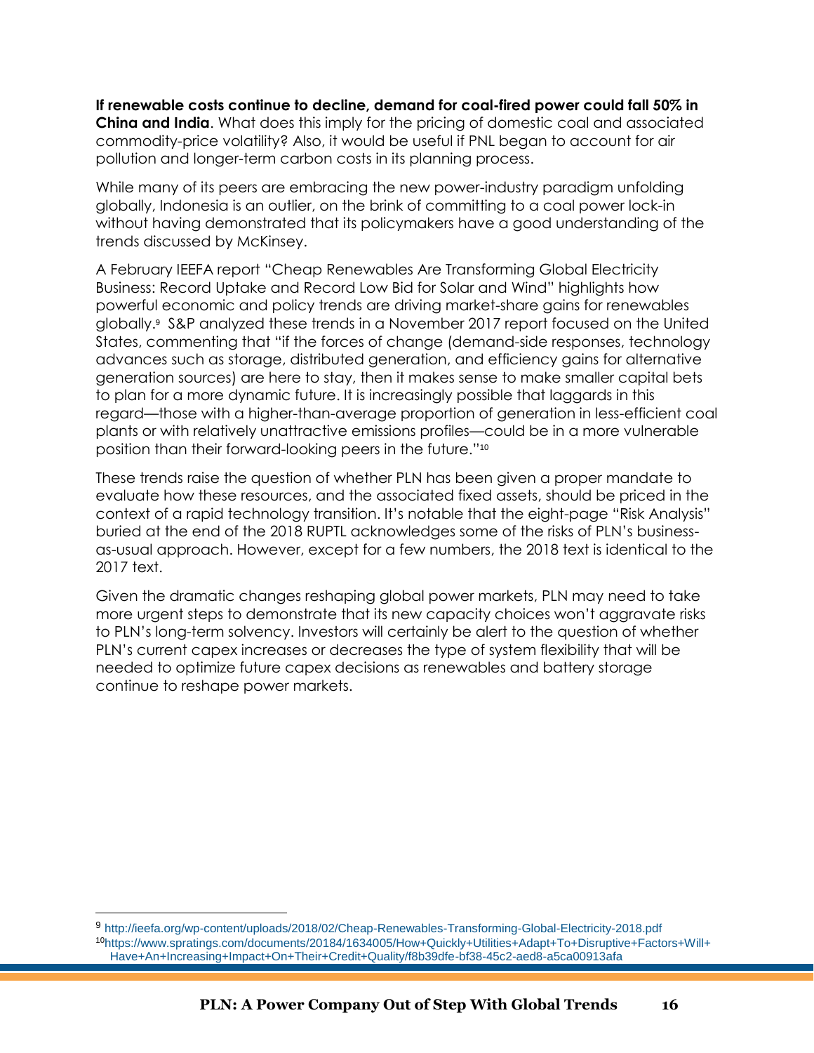**If renewable costs continue to decline, demand for coal-fired power could fall 50% in China and India**. What does this imply for the pricing of domestic coal and associated commodity-price volatility? Also, it would be useful if PNL began to account for air pollution and longer-term carbon costs in its planning process.

While many of its peers are embracing the new power-industry paradigm unfolding globally, Indonesia is an outlier, on the brink of committing to a coal power lock-in without having demonstrated that its policymakers have a good understanding of the trends discussed by McKinsey.

A February IEEFA report "Cheap Renewables Are Transforming Global Electricity Business: Record Uptake and Record Low Bid for Solar and Wind" highlights how powerful economic and policy trends are driving market-share gains for renewables globally.[9] S&P analyzed these trends in a November 2017 report focused on the United States, commenting that "if the forces of change (demand-side responses, technology advances such as storage, distributed generation, and efficiency gains for alternative generation sources) are here to stay, then it makes sense to make smaller capital bets to plan for a more dynamic future. It is increasingly possible that laggards in this regard—those with a higher-than-average proportion of generation in less-efficient coal plants or with relatively unattractive emissions profiles—could be in a more vulnerable position than their forward-looking peers in the future."[10]

These trends raise the question of whether PLN has been given a proper mandate to evaluate how these resources, and the associated fixed assets, should be priced in the context of a rapid technology transition. It's notable that the eight-page "Risk Analysis" buried at the end of the 2018 RUPTL acknowledges some of the risks of PLN's business-as-usual approach. However, except for a few numbers, the 2018 text is identical to the 2017 text.

Given the dramatic changes reshaping global power markets, PLN may need to take more urgent steps to demonstrate that its new capacity choices won't aggravate risks to PLN's long-term solvency. Investors will certainly be alert to the question of whether PLN's current capex increases or decreases the type of system flexibility that will be needed to optimize future capex decisions as renewables and battery storage continue to reshape power markets.

---

[9] http://ieefa.org/wp-content/uploads/2018/02/Cheap-Renewables-Transforming-Global-Electricity-2018.pdf

[10] https://www.spratings.com/documents/20184/1634005/How+Quickly+Utilities+Adapt+To+Disruptive+Factors+Will+Have+An+Increasing+Impact+On+Their+Credit+Quality/f8b39dfe-bf38-45c2-aed8-a5ca00913afa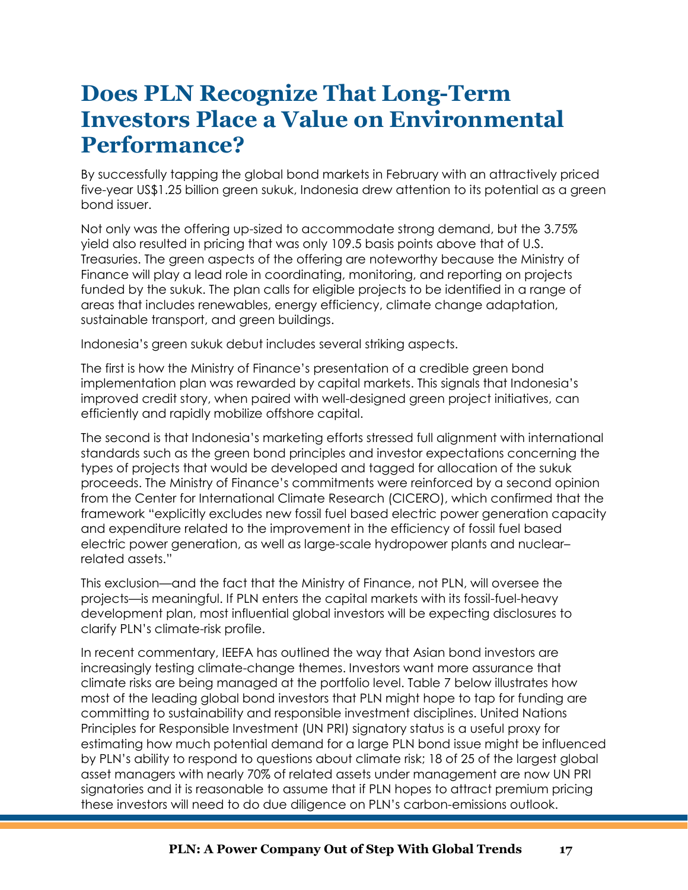# Does PLN Recognize That Long-Term Investors Place a Value on Environmental Performance?

By successfully tapping the global bond markets in February with an attractively priced five-year US$1.25 billion green sukuk, Indonesia drew attention to its potential as a green bond issuer.

Not only was the offering up-sized to accommodate strong demand, but the 3.75% yield also resulted in pricing that was only 109.5 basis points above that of U.S. Treasuries. The green aspects of the offering are noteworthy because the Ministry of Finance will play a lead role in coordinating, monitoring, and reporting on projects funded by the sukuk. The plan calls for eligible projects to be identified in a range of areas that includes renewables, energy efficiency, climate change adaptation, sustainable transport, and green buildings.

Indonesia's green sukuk debut includes several striking aspects.

The first is how the Ministry of Finance's presentation of a credible green bond implementation plan was rewarded by capital markets. This signals that Indonesia's improved credit story, when paired with well-designed green project initiatives, can efficiently and rapidly mobilize offshore capital.

The second is that Indonesia's marketing efforts stressed full alignment with international standards such as the green bond principles and investor expectations concerning the types of projects that would be developed and tagged for allocation of the sukuk proceeds. The Ministry of Finance's commitments were reinforced by a second opinion from the Center for International Climate Research (CICERO), which confirmed that the framework "explicitly excludes new fossil fuel based electric power generation capacity and expenditure related to the improvement in the efficiency of fossil fuel based electric power generation, as well as large-scale hydropower plants and nuclear–related assets."

This exclusion—and the fact that the Ministry of Finance, not PLN, will oversee the projects—is meaningful. If PLN enters the capital markets with its fossil-fuel-heavy development plan, most influential global investors will be expecting disclosures to clarify PLN's climate-risk profile.

In recent commentary, IEEFA has outlined the way that Asian bond investors are increasingly testing climate-change themes. Investors want more assurance that climate risks are being managed at the portfolio level. Table 7 below illustrates how most of the leading global bond investors that PLN might hope to tap for funding are committing to sustainability and responsible investment disciplines. United Nations Principles for Responsible Investment (UN PRI) signatory status is a useful proxy for estimating how much potential demand for a large PLN bond issue might be influenced by PLN's ability to respond to questions about climate risk; 18 of 25 of the largest global asset managers with nearly 70% of related assets under management are now UN PRI signatories and it is reasonable to assume that if PLN hopes to attract premium pricing these investors will need to do due diligence on PLN's carbon-emissions outlook.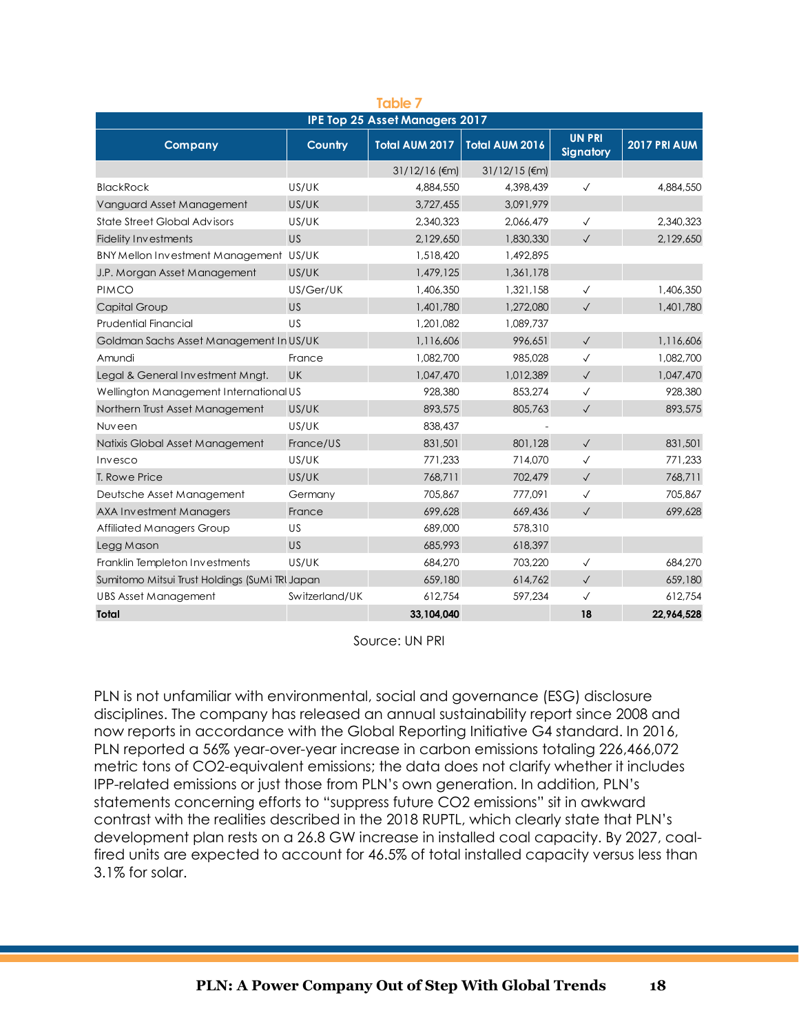**Table 7**

| IPE Top 25 Asset Managers 2017 | | | | | |
|---|---|---|---|---|---|
| **Company** | **Country** | **Total AUM 2017** | **Total AUM 2016** | **UN PRI Signatory** | **2017 PRI AUM** |
| | | 31/12/16 (€m) | 31/12/15 (€m) | | |
| BlackRock | US/UK | 4,884,550 | 4,398,439 | ✓ | 4,884,550 |
| Vanguard Asset Management | US/UK | 3,727,455 | 3,091,979 | | |
| State Street Global Advisors | US/UK | 2,340,323 | 2,066,479 | ✓ | 2,340,323 |
| Fidelity Investments | US | 2,129,650 | 1,830,330 | ✓ | 2,129,650 |
| BNY Mellon Investment Management | US/UK | 1,518,420 | 1,492,895 | | |
| J.P. Morgan Asset Management | US/UK | 1,479,125 | 1,361,178 | | |
| PIMCO | US/Ger/UK | 1,406,350 | 1,321,158 | ✓ | 1,406,350 |
| Capital Group | US | 1,401,780 | 1,272,080 | ✓ | 1,401,780 |
| Prudential Financial | US | 1,201,082 | 1,089,737 | | |
| Goldman Sachs Asset Management In | US/UK | 1,116,606 | 996,651 | ✓ | 1,116,606 |
| Amundi | France | 1,082,700 | 985,028 | ✓ | 1,082,700 |
| Legal & General Investment Mngt. | UK | 1,047,470 | 1,012,389 | ✓ | 1,047,470 |
| Wellington Management International | US | 928,380 | 853,274 | ✓ | 928,380 |
| Northern Trust Asset Management | US/UK | 893,575 | 805,763 | ✓ | 893,575 |
| Nuveen | US/UK | 838,437 | - | | |
| Natixis Global Asset Management | France/US | 831,501 | 801,128 | ✓ | 831,501 |
| Invesco | US/UK | 771,233 | 714,070 | ✓ | 771,233 |
| T. Rowe Price | US/UK | 768,711 | 702,479 | ✓ | 768,711 |
| Deutsche Asset Management | Germany | 705,867 | 777,091 | ✓ | 705,867 |
| AXA Investment Managers | France | 699,628 | 669,436 | ✓ | 699,628 |
| Affiliated Managers Group | US | 689,000 | 578,310 | | |
| Legg Mason | US | 685,993 | 618,397 | | |
| Franklin Templeton Investments | US/UK | 684,270 | 703,220 | ✓ | 684,270 |
| Sumitomo Mitsui Trust Holdings (SuMi TRI | Japan | 659,180 | 614,762 | ✓ | 659,180 |
| UBS Asset Management | Switzerland/UK | 612,754 | 597,234 | ✓ | 612,754 |
| **Total** | | **33,104,040** | | **18** | **22,964,528** |

Source: UN PRI

PLN is not unfamiliar with environmental, social and governance (ESG) disclosure disciplines. The company has released an annual sustainability report since 2008 and now reports in accordance with the Global Reporting Initiative G4 standard. In 2016, PLN reported a 56% year-over-year increase in carbon emissions totaling 226,466,072 metric tons of CO2-equivalent emissions; the data does not clarify whether it includes IPP-related emissions or just those from PLN's own generation. In addition, PLN's statements concerning efforts to "suppress future CO2 emissions" sit in awkward contrast with the realities described in the 2018 RUPTL, which clearly state that PLN's development plan rests on a 26.8 GW increase in installed coal capacity. By 2027, coal-fired units are expected to account for 46.5% of total installed capacity versus less than 3.1% for solar.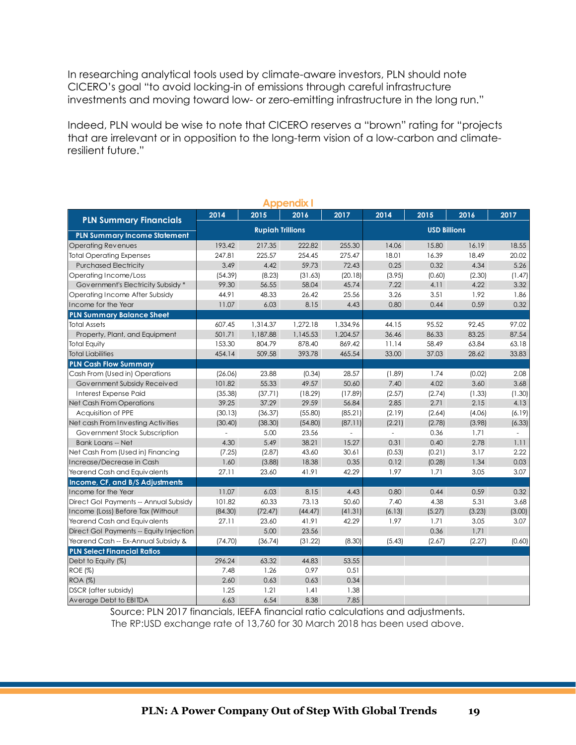In researching analytical tools used by climate-aware investors, PLN should note CICERO's goal "to avoid locking-in of emissions through careful infrastructure investments and moving toward low- or zero-emitting infrastructure in the long run."

Indeed, PLN would be wise to note that CICERO reserves a "brown" rating for "projects that are irrelevant or in opposition to the long-term vision of a low-carbon and climate-resilient future."

## Appendix I

| PLN Summary Financials | 2014 | 2015 | 2016 | 2017 | 2014 | 2015 | 2016 | 2017 |
|---|---|---|---|---|---|---|---|---|
| **PLN Summary Income Statement** | Rupiah Trillions | | | | USD Billions | | | |
| Operating Revenues | 193.42 | 217.35 | 222.82 | 255.30 | 14.06 | 15.80 | 16.19 | 18.55 |
| Total Operating Expenses | 247.81 | 225.57 | 254.45 | 275.47 | 18.01 | 16.39 | 18.49 | 20.02 |
| Purchased Electricity | 3.49 | 4.42 | 59.73 | 72.43 | 0.25 | 0.32 | 4.34 | 5.26 |
| Operating Income/Loss | (54.39) | (8.23) | (31.63) | (20.18) | (3.95) | (0.60) | (2.30) | (1.47) |
| Government's Electricity Subsidy * | 99.30 | 56.55 | 58.04 | 45.74 | 7.22 | 4.11 | 4.22 | 3.32 |
| Operating Income After Subsidy | 44.91 | 48.33 | 26.42 | 25.56 | 3.26 | 3.51 | 1.92 | 1.86 |
| Income for the Year | 11.07 | 6.03 | 8.15 | 4.43 | 0.80 | 0.44 | 0.59 | 0.32 |
| **PLN Summary Balance Sheet** | | | | | | | | |
| Total Assets | 607.45 | 1,314.37 | 1,272.18 | 1,334.96 | 44.15 | 95.52 | 92.45 | 97.02 |
| Property, Plant, and Equipment | 501.71 | 1,187.88 | 1,145.53 | 1,204.57 | 36.46 | 86.33 | 83.25 | 87.54 |
| Total Equity | 153.30 | 804.79 | 878.40 | 869.42 | 11.14 | 58.49 | 63.84 | 63.18 |
| Total Liabilities | 454.14 | 509.58 | 393.78 | 465.54 | 33.00 | 37.03 | 28.62 | 33.83 |
| **PLN Cash Flow Summary** | | | | | | | | |
| Cash From (Used in) Operations | (26.06) | 23.88 | (0.34) | 28.57 | (1.89) | 1.74 | (0.02) | 2.08 |
| Government Subsidy Received | 101.82 | 55.33 | 49.57 | 50.60 | 7.40 | 4.02 | 3.60 | 3.68 |
| Interest Expense Paid | (35.38) | (37.71) | (18.29) | (17.89) | (2.57) | (2.74) | (1.33) | (1.30) |
| Net Cash From Operations | 39.25 | 37.29 | 29.59 | 56.84 | 2.85 | 2.71 | 2.15 | 4.13 |
| Acquisition of PPE | (30.13) | (36.37) | (55.80) | (85.21) | (2.19) | (2.64) | (4.06) | (6.19) |
| Net cash From Investing Activities | (30.40) | (38.30) | (54.80) | (87.11) | (2.21) | (2.78) | (3.98) | (6.33) |
| Government Stock Subscription | - | 5.00 | 23.56 | - | - | 0.36 | 1.71 | - |
| Bank Loans -- Net | 4.30 | 5.49 | 38.21 | 15.27 | 0.31 | 0.40 | 2.78 | 1.11 |
| Net Cash From (Used in) Financing | (7.25) | (2.87) | 43.60 | 30.61 | (0.53) | (0.21) | 3.17 | 2.22 |
| Increase/Decrease in Cash | 1.60 | (3.88) | 18.38 | 0.35 | 0.12 | (0.28) | 1.34 | 0.03 |
| Yearend Cash and Equivalents | 27.11 | 23.60 | 41.91 | 42.29 | 1.97 | 1.71 | 3.05 | 3.07 |
| **Income, CF, and B/S Adjustments** | | | | | | | | |
| Income for the Year | 11.07 | 6.03 | 8.15 | 4.43 | 0.80 | 0.44 | 0.59 | 0.32 |
| Direct GoI Payments -- Annual Subsidy | 101.82 | 60.33 | 73.13 | 50.60 | 7.40 | 4.38 | 5.31 | 3.68 |
| Income (Loss) Before Tax (Without | (84.30) | (72.47) | (44.47) | (41.31) | (6.13) | (5.27) | (3.23) | (3.00) |
| Yearend Cash and Equivalents | 27.11 | 23.60 | 41.91 | 42.29 | 1.97 | 1.71 | 3.05 | 3.07 |
| Direct GoI Payments -- Equity Injection | | 5.00 | 23.56 | | | 0.36 | 1.71 | |
| Yearend Cash -- Ex-Annual Subsidy & | (74.70) | (36.74) | (31.22) | (8.30) | (5.43) | (2.67) | (2.27) | (0.60) |
| **PLN Select Financial Ratios** | | | | | | | | |
| Debt to Equity (%) | 296.24 | 63.32 | 44.83 | 53.55 | | | | |
| ROE (%) | 7.48 | 1.26 | 0.97 | 0.51 | | | | |
| ROA (%) | 2.60 | 0.63 | 0.63 | 0.34 | | | | |
| DSCR (after subsidy) | 1.25 | 1.21 | 1.41 | 1.38 | | | | |
| Average Debt to EBITDA | 6.63 | 6.54 | 8.38 | 7.85 | | | | |

Source: PLN 2017 financials, IEEFA financial ratio calculations and adjustments.
The RP:USD exchange rate of 13,760 for 30 March 2018 has been used above.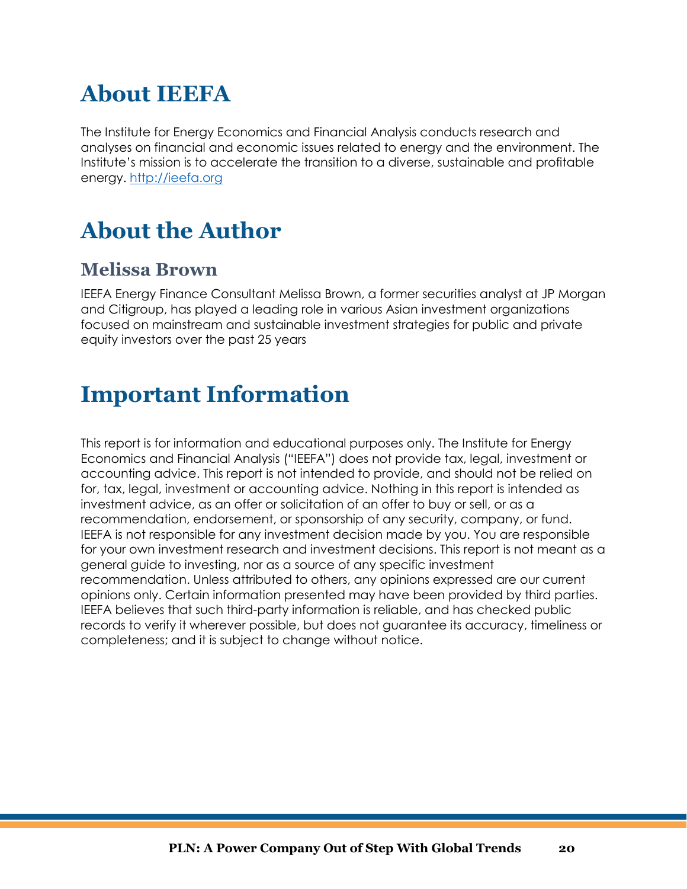# About IEEFA

The Institute for Energy Economics and Financial Analysis conducts research and analyses on financial and economic issues related to energy and the environment. The Institute's mission is to accelerate the transition to a diverse, sustainable and profitable energy. http://ieefa.org

# About the Author

## Melissa Brown

IEEFA Energy Finance Consultant Melissa Brown, a former securities analyst at JP Morgan and Citigroup, has played a leading role in various Asian investment organizations focused on mainstream and sustainable investment strategies for public and private equity investors over the past 25 years

# Important Information

This report is for information and educational purposes only. The Institute for Energy Economics and Financial Analysis ("IEEFA") does not provide tax, legal, investment or accounting advice. This report is not intended to provide, and should not be relied on for, tax, legal, investment or accounting advice. Nothing in this report is intended as investment advice, as an offer or solicitation of an offer to buy or sell, or as a recommendation, endorsement, or sponsorship of any security, company, or fund. IEEFA is not responsible for any investment decision made by you. You are responsible for your own investment research and investment decisions. This report is not meant as a general guide to investing, nor as a source of any specific investment recommendation. Unless attributed to others, any opinions expressed are our current opinions only. Certain information presented may have been provided by third parties. IEEFA believes that such third-party information is reliable, and has checked public records to verify it wherever possible, but does not guarantee its accuracy, timeliness or completeness; and it is subject to change without notice.